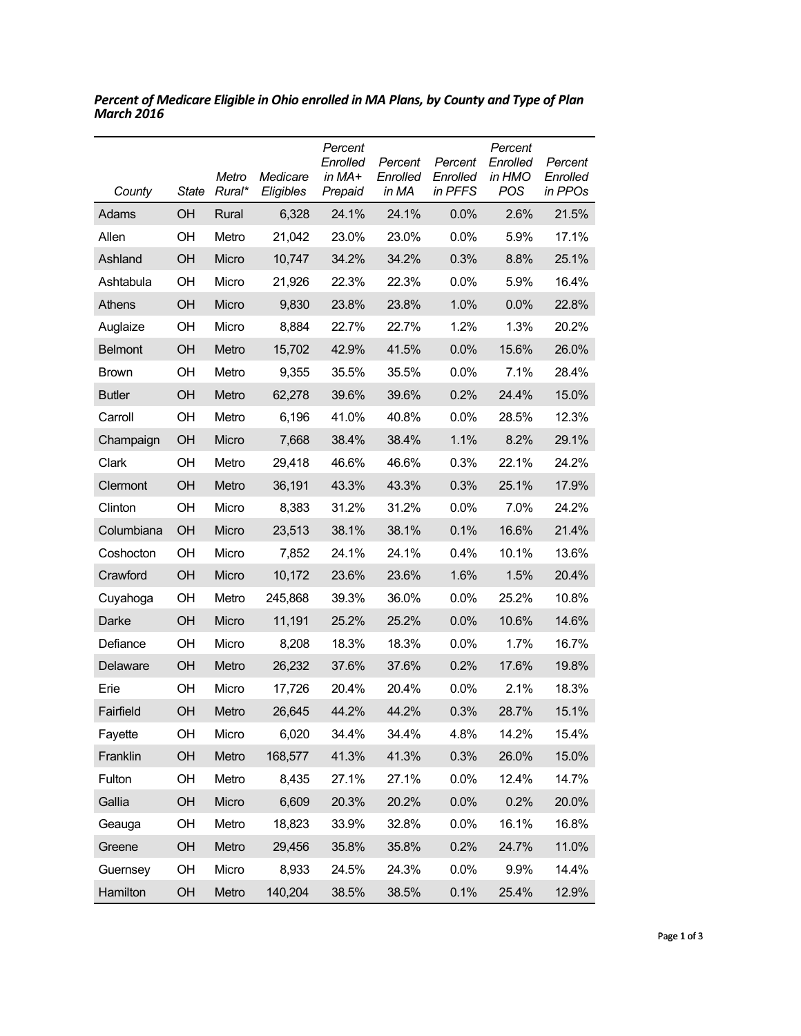***Percent of Medicare Eligible in Ohio enrolled in MA Plans, by County and Type of Plan March 2016***

| County | State | Metro Rural* | Medicare Eligibles | Percent Enrolled in MA+ Prepaid | Percent Enrolled in MA | Percent Enrolled in PFFS | Percent Enrolled in HMO POS | Percent Enrolled in PPOs |
|---|---|---|---|---|---|---|---|---|
| Adams | OH | Rural | 6,328 | 24.1% | 24.1% | 0.0% | 2.6% | 21.5% |
| Allen | OH | Metro | 21,042 | 23.0% | 23.0% | 0.0% | 5.9% | 17.1% |
| Ashland | OH | Micro | 10,747 | 34.2% | 34.2% | 0.3% | 8.8% | 25.1% |
| Ashtabula | OH | Micro | 21,926 | 22.3% | 22.3% | 0.0% | 5.9% | 16.4% |
| Athens | OH | Micro | 9,830 | 23.8% | 23.8% | 1.0% | 0.0% | 22.8% |
| Auglaize | OH | Micro | 8,884 | 22.7% | 22.7% | 1.2% | 1.3% | 20.2% |
| Belmont | OH | Metro | 15,702 | 42.9% | 41.5% | 0.0% | 15.6% | 26.0% |
| Brown | OH | Metro | 9,355 | 35.5% | 35.5% | 0.0% | 7.1% | 28.4% |
| Butler | OH | Metro | 62,278 | 39.6% | 39.6% | 0.2% | 24.4% | 15.0% |
| Carroll | OH | Metro | 6,196 | 41.0% | 40.8% | 0.0% | 28.5% | 12.3% |
| Champaign | OH | Micro | 7,668 | 38.4% | 38.4% | 1.1% | 8.2% | 29.1% |
| Clark | OH | Metro | 29,418 | 46.6% | 46.6% | 0.3% | 22.1% | 24.2% |
| Clermont | OH | Metro | 36,191 | 43.3% | 43.3% | 0.3% | 25.1% | 17.9% |
| Clinton | OH | Micro | 8,383 | 31.2% | 31.2% | 0.0% | 7.0% | 24.2% |
| Columbiana | OH | Micro | 23,513 | 38.1% | 38.1% | 0.1% | 16.6% | 21.4% |
| Coshocton | OH | Micro | 7,852 | 24.1% | 24.1% | 0.4% | 10.1% | 13.6% |
| Crawford | OH | Micro | 10,172 | 23.6% | 23.6% | 1.6% | 1.5% | 20.4% |
| Cuyahoga | OH | Metro | 245,868 | 39.3% | 36.0% | 0.0% | 25.2% | 10.8% |
| Darke | OH | Micro | 11,191 | 25.2% | 25.2% | 0.0% | 10.6% | 14.6% |
| Defiance | OH | Micro | 8,208 | 18.3% | 18.3% | 0.0% | 1.7% | 16.7% |
| Delaware | OH | Metro | 26,232 | 37.6% | 37.6% | 0.2% | 17.6% | 19.8% |
| Erie | OH | Micro | 17,726 | 20.4% | 20.4% | 0.0% | 2.1% | 18.3% |
| Fairfield | OH | Metro | 26,645 | 44.2% | 44.2% | 0.3% | 28.7% | 15.1% |
| Fayette | OH | Micro | 6,020 | 34.4% | 34.4% | 4.8% | 14.2% | 15.4% |
| Franklin | OH | Metro | 168,577 | 41.3% | 41.3% | 0.3% | 26.0% | 15.0% |
| Fulton | OH | Metro | 8,435 | 27.1% | 27.1% | 0.0% | 12.4% | 14.7% |
| Gallia | OH | Micro | 6,609 | 20.3% | 20.2% | 0.0% | 0.2% | 20.0% |
| Geauga | OH | Metro | 18,823 | 33.9% | 32.8% | 0.0% | 16.1% | 16.8% |
| Greene | OH | Metro | 29,456 | 35.8% | 35.8% | 0.2% | 24.7% | 11.0% |
| Guernsey | OH | Micro | 8,933 | 24.5% | 24.3% | 0.0% | 9.9% | 14.4% |
| Hamilton | OH | Metro | 140,204 | 38.5% | 38.5% | 0.1% | 25.4% | 12.9% |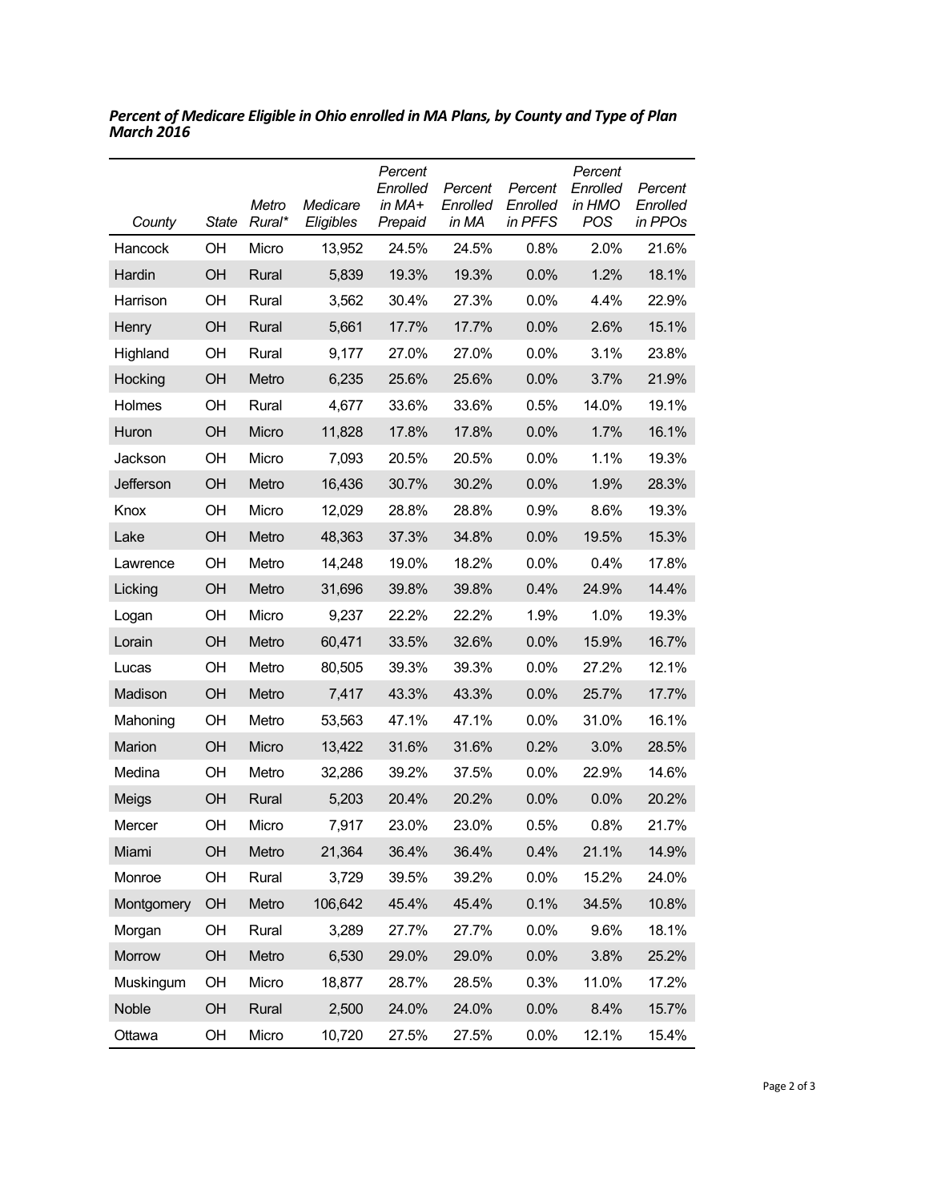***Percent of Medicare Eligible in Ohio enrolled in MA Plans, by County and Type of Plan March 2016***

| *County* | *State* | *Metro Rural** | *Medicare Eligibles* | *Percent Enrolled in MA+ Prepaid* | *Percent Enrolled in MA* | *Percent Enrolled in PFFS* | *Percent Enrolled in HMO POS* | *Percent Enrolled in PPOs* |
|---|---|---|---|---|---|---|---|---|
| Hancock | OH | Micro | 13,952 | 24.5% | 24.5% | 0.8% | 2.0% | 21.6% |
| Hardin | OH | Rural | 5,839 | 19.3% | 19.3% | 0.0% | 1.2% | 18.1% |
| Harrison | OH | Rural | 3,562 | 30.4% | 27.3% | 0.0% | 4.4% | 22.9% |
| Henry | OH | Rural | 5,661 | 17.7% | 17.7% | 0.0% | 2.6% | 15.1% |
| Highland | OH | Rural | 9,177 | 27.0% | 27.0% | 0.0% | 3.1% | 23.8% |
| Hocking | OH | Metro | 6,235 | 25.6% | 25.6% | 0.0% | 3.7% | 21.9% |
| Holmes | OH | Rural | 4,677 | 33.6% | 33.6% | 0.5% | 14.0% | 19.1% |
| Huron | OH | Micro | 11,828 | 17.8% | 17.8% | 0.0% | 1.7% | 16.1% |
| Jackson | OH | Micro | 7,093 | 20.5% | 20.5% | 0.0% | 1.1% | 19.3% |
| Jefferson | OH | Metro | 16,436 | 30.7% | 30.2% | 0.0% | 1.9% | 28.3% |
| Knox | OH | Micro | 12,029 | 28.8% | 28.8% | 0.9% | 8.6% | 19.3% |
| Lake | OH | Metro | 48,363 | 37.3% | 34.8% | 0.0% | 19.5% | 15.3% |
| Lawrence | OH | Metro | 14,248 | 19.0% | 18.2% | 0.0% | 0.4% | 17.8% |
| Licking | OH | Metro | 31,696 | 39.8% | 39.8% | 0.4% | 24.9% | 14.4% |
| Logan | OH | Micro | 9,237 | 22.2% | 22.2% | 1.9% | 1.0% | 19.3% |
| Lorain | OH | Metro | 60,471 | 33.5% | 32.6% | 0.0% | 15.9% | 16.7% |
| Lucas | OH | Metro | 80,505 | 39.3% | 39.3% | 0.0% | 27.2% | 12.1% |
| Madison | OH | Metro | 7,417 | 43.3% | 43.3% | 0.0% | 25.7% | 17.7% |
| Mahoning | OH | Metro | 53,563 | 47.1% | 47.1% | 0.0% | 31.0% | 16.1% |
| Marion | OH | Micro | 13,422 | 31.6% | 31.6% | 0.2% | 3.0% | 28.5% |
| Medina | OH | Metro | 32,286 | 39.2% | 37.5% | 0.0% | 22.9% | 14.6% |
| Meigs | OH | Rural | 5,203 | 20.4% | 20.2% | 0.0% | 0.0% | 20.2% |
| Mercer | OH | Micro | 7,917 | 23.0% | 23.0% | 0.5% | 0.8% | 21.7% |
| Miami | OH | Metro | 21,364 | 36.4% | 36.4% | 0.4% | 21.1% | 14.9% |
| Monroe | OH | Rural | 3,729 | 39.5% | 39.2% | 0.0% | 15.2% | 24.0% |
| Montgomery | OH | Metro | 106,642 | 45.4% | 45.4% | 0.1% | 34.5% | 10.8% |
| Morgan | OH | Rural | 3,289 | 27.7% | 27.7% | 0.0% | 9.6% | 18.1% |
| Morrow | OH | Metro | 6,530 | 29.0% | 29.0% | 0.0% | 3.8% | 25.2% |
| Muskingum | OH | Micro | 18,877 | 28.7% | 28.5% | 0.3% | 11.0% | 17.2% |
| Noble | OH | Rural | 2,500 | 24.0% | 24.0% | 0.0% | 8.4% | 15.7% |
| Ottawa | OH | Micro | 10,720 | 27.5% | 27.5% | 0.0% | 12.1% | 15.4% |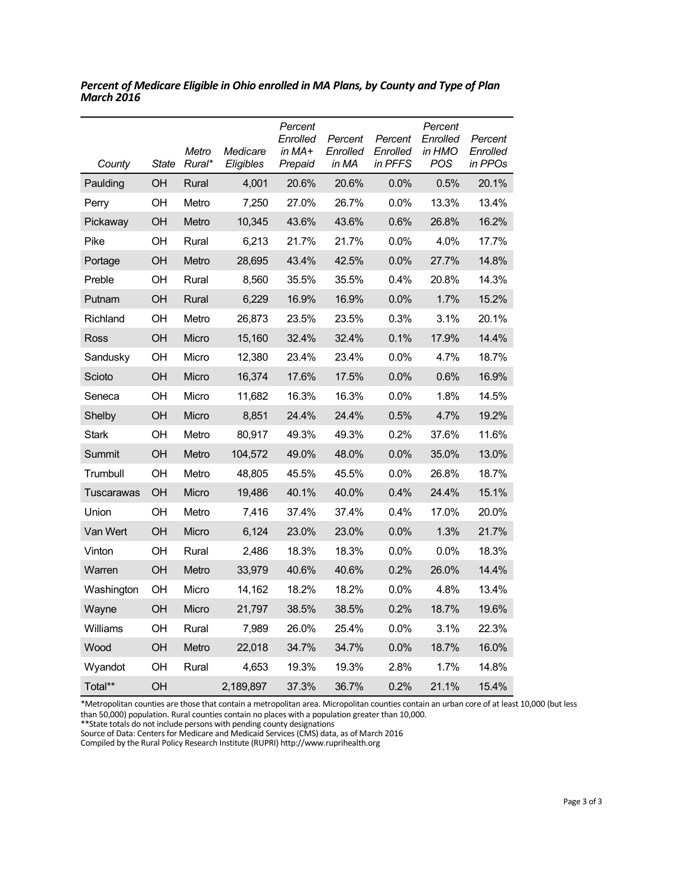***Percent of Medicare Eligible in Ohio enrolled in MA Plans, by County and Type of Plan March 2016***

| *County* | *State* | *Metro Rural\** | *Medicare Eligibles* | *Percent Enrolled in MA+ Prepaid* | *Percent Enrolled in MA* | *Percent Enrolled in PFFS* | *Percent Enrolled in HMO POS* | *Percent Enrolled in PPOs* |
|---|---|---|---|---|---|---|---|---|
| Paulding | OH | Rural | 4,001 | 20.6% | 20.6% | 0.0% | 0.5% | 20.1% |
| Perry | OH | Metro | 7,250 | 27.0% | 26.7% | 0.0% | 13.3% | 13.4% |
| Pickaway | OH | Metro | 10,345 | 43.6% | 43.6% | 0.6% | 26.8% | 16.2% |
| Pike | OH | Rural | 6,213 | 21.7% | 21.7% | 0.0% | 4.0% | 17.7% |
| Portage | OH | Metro | 28,695 | 43.4% | 42.5% | 0.0% | 27.7% | 14.8% |
| Preble | OH | Rural | 8,560 | 35.5% | 35.5% | 0.4% | 20.8% | 14.3% |
| Putnam | OH | Rural | 6,229 | 16.9% | 16.9% | 0.0% | 1.7% | 15.2% |
| Richland | OH | Metro | 26,873 | 23.5% | 23.5% | 0.3% | 3.1% | 20.1% |
| Ross | OH | Micro | 15,160 | 32.4% | 32.4% | 0.1% | 17.9% | 14.4% |
| Sandusky | OH | Micro | 12,380 | 23.4% | 23.4% | 0.0% | 4.7% | 18.7% |
| Scioto | OH | Micro | 16,374 | 17.6% | 17.5% | 0.0% | 0.6% | 16.9% |
| Seneca | OH | Micro | 11,682 | 16.3% | 16.3% | 0.0% | 1.8% | 14.5% |
| Shelby | OH | Micro | 8,851 | 24.4% | 24.4% | 0.5% | 4.7% | 19.2% |
| Stark | OH | Metro | 80,917 | 49.3% | 49.3% | 0.2% | 37.6% | 11.6% |
| Summit | OH | Metro | 104,572 | 49.0% | 48.0% | 0.0% | 35.0% | 13.0% |
| Trumbull | OH | Metro | 48,805 | 45.5% | 45.5% | 0.0% | 26.8% | 18.7% |
| Tuscarawas | OH | Micro | 19,486 | 40.1% | 40.0% | 0.4% | 24.4% | 15.1% |
| Union | OH | Metro | 7,416 | 37.4% | 37.4% | 0.4% | 17.0% | 20.0% |
| Van Wert | OH | Micro | 6,124 | 23.0% | 23.0% | 0.0% | 1.3% | 21.7% |
| Vinton | OH | Rural | 2,486 | 18.3% | 18.3% | 0.0% | 0.0% | 18.3% |
| Warren | OH | Metro | 33,979 | 40.6% | 40.6% | 0.2% | 26.0% | 14.4% |
| Washington | OH | Micro | 14,162 | 18.2% | 18.2% | 0.0% | 4.8% | 13.4% |
| Wayne | OH | Micro | 21,797 | 38.5% | 38.5% | 0.2% | 18.7% | 19.6% |
| Williams | OH | Rural | 7,989 | 26.0% | 25.4% | 0.0% | 3.1% | 22.3% |
| Wood | OH | Metro | 22,018 | 34.7% | 34.7% | 0.0% | 18.7% | 16.0% |
| Wyandot | OH | Rural | 4,653 | 19.3% | 19.3% | 2.8% | 1.7% | 14.8% |
| Total** | OH | | 2,189,897 | 37.3% | 36.7% | 0.2% | 21.1% | 15.4% |

*Metropolitan counties are those that contain a metropolitan area. Micropolitan counties contain an urban core of at least 10,000 (but less than 50,000) population. Rural counties contain no places with a population greater than 10,000.

**State totals do not include persons with pending county designations

Source of Data: Centers for Medicare and Medicaid Services (CMS) data, as of March 2016

Compiled by the Rural Policy Research Institute (RUPRI) http://www.ruprihealth.org